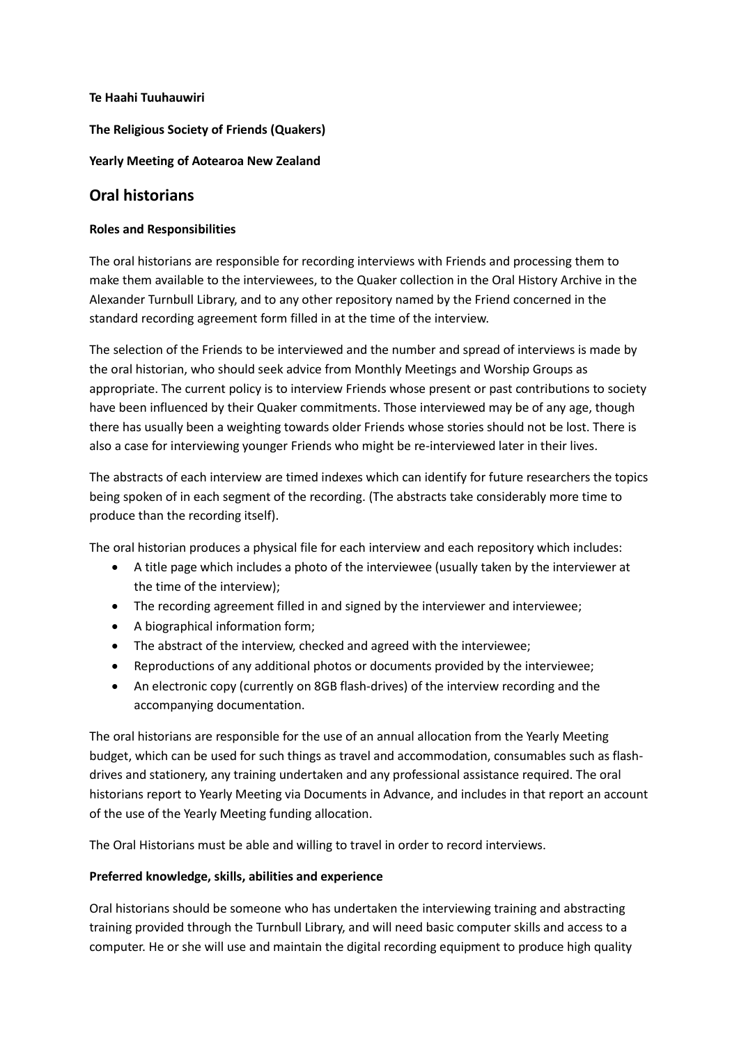**Te Haahi Tuuhauwiri**

**The Religious Society of Friends (Quakers)**

**Yearly Meeting of Aotearoa New Zealand**

## Oral historians

**Roles and Responsibilities**

The oral historians are responsible for recording interviews with Friends and processing them to make them available to the interviewees, to the Quaker collection in the Oral History Archive in the Alexander Turnbull Library, and to any other repository named by the Friend concerned in the standard recording agreement form filled in at the time of the interview.

The selection of the Friends to be interviewed and the number and spread of interviews is made by the oral historian, who should seek advice from Monthly Meetings and Worship Groups as appropriate. The current policy is to interview Friends whose present or past contributions to society have been influenced by their Quaker commitments. Those interviewed may be of any age, though there has usually been a weighting towards older Friends whose stories should not be lost. There is also a case for interviewing younger Friends who might be re-interviewed later in their lives.

The abstracts of each interview are timed indexes which can identify for future researchers the topics being spoken of in each segment of the recording. (The abstracts take considerably more time to produce than the recording itself).

The oral historian produces a physical file for each interview and each repository which includes:

- A title page which includes a photo of the interviewee (usually taken by the interviewer at the time of the interview);
- The recording agreement filled in and signed by the interviewer and interviewee;
- A biographical information form;
- The abstract of the interview, checked and agreed with the interviewee;
- Reproductions of any additional photos or documents provided by the interviewee;
- An electronic copy (currently on 8GB flash-drives) of the interview recording and the accompanying documentation.

The oral historians are responsible for the use of an annual allocation from the Yearly Meeting budget, which can be used for such things as travel and accommodation, consumables such as flash-drives and stationery, any training undertaken and any professional assistance required. The oral historians report to Yearly Meeting via Documents in Advance, and includes in that report an account of the use of the Yearly Meeting funding allocation.

The Oral Historians must be able and willing to travel in order to record interviews.

**Preferred knowledge, skills, abilities and experience**

Oral historians should be someone who has undertaken the interviewing training and abstracting training provided through the Turnbull Library, and will need basic computer skills and access to a computer. He or she will use and maintain the digital recording equipment to produce high quality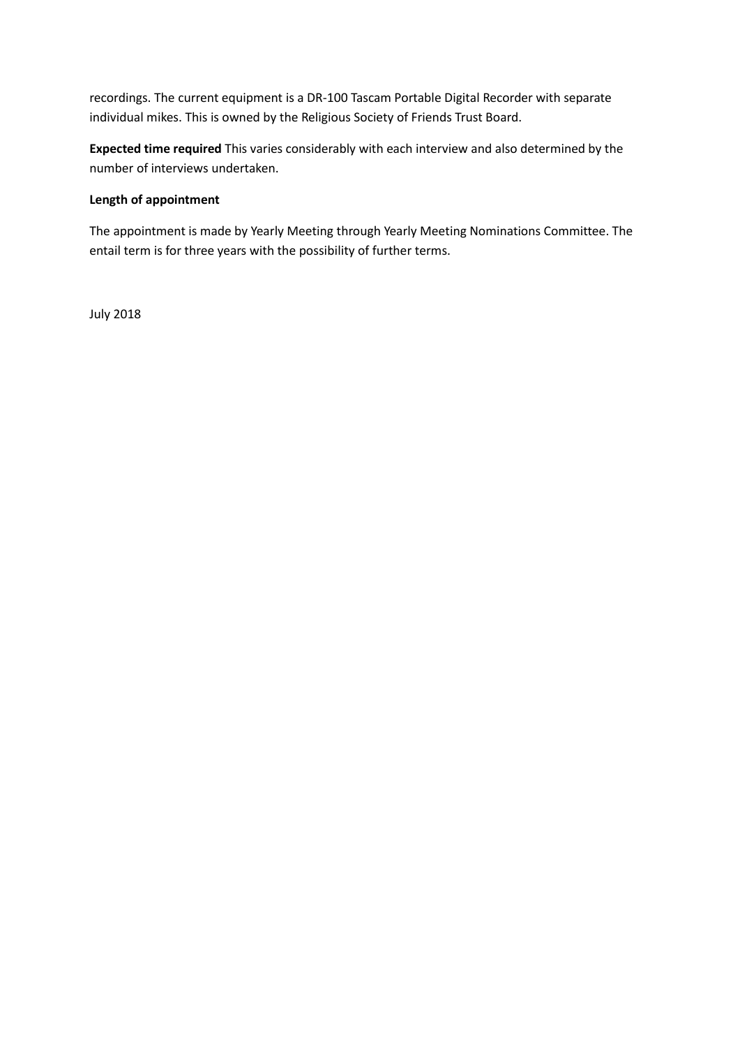recordings. The current equipment is a DR-100 Tascam Portable Digital Recorder with separate individual mikes. This is owned by the Religious Society of Friends Trust Board.

**Expected time required** This varies considerably with each interview and also determined by the number of interviews undertaken.

**Length of appointment**

The appointment is made by Yearly Meeting through Yearly Meeting Nominations Committee. The entail term is for three years with the possibility of further terms.

July 2018